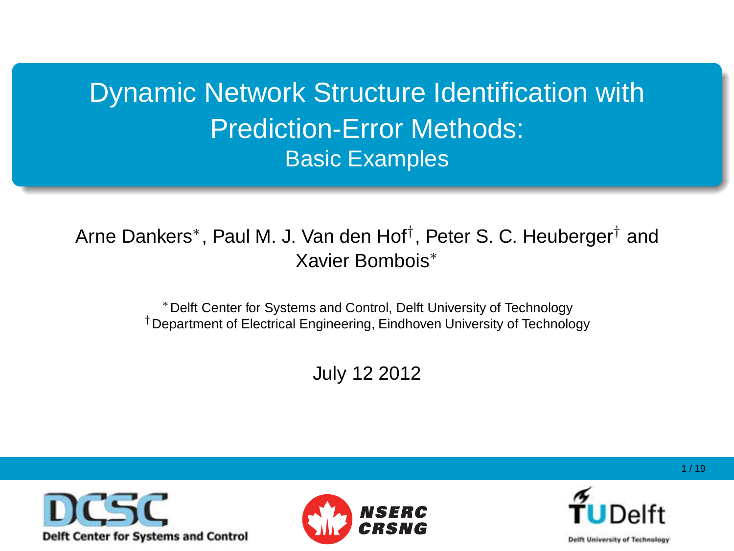# Dynamic Network Structure Identification with Prediction-Error Methods:

## Basic Examples

Arne Dankers*, Paul M. J. Van den Hof†, Peter S. C. Heuberger† and Xavier Bombois*

*Delft Center for Systems and Control, Delft University of Technology
†Department of Electrical Engineering, Eindhoven University of Technology

July 12 2012

Delft Center for Systems and Control

NSERC CRSNG

TU Delft
Delft University of Technology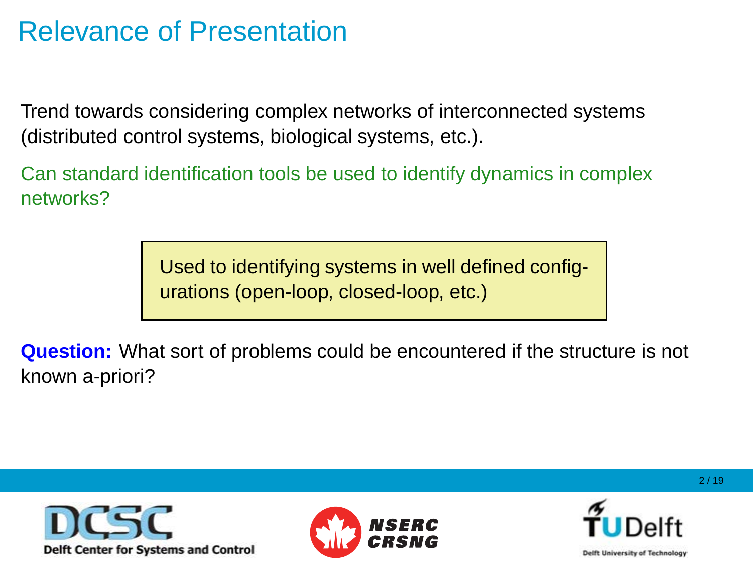# Relevance of Presentation

Trend towards considering complex networks of interconnected systems (distributed control systems, biological systems, etc.).

Can standard identification tools be used to identify dynamics in complex networks?

> Used to identifying systems in well defined configurations (open-loop, closed-loop, etc.)

**Question:** What sort of problems could be encountered if the structure is not known a-priori?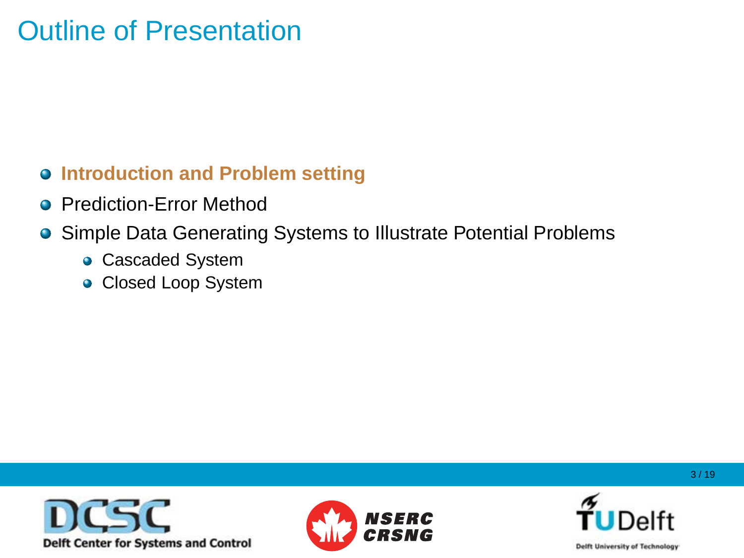# Outline of Presentation

- **Introduction and Problem setting**
- Prediction-Error Method
- Simple Data Generating Systems to Illustrate Potential Problems
  - Cascaded System
  - Closed Loop System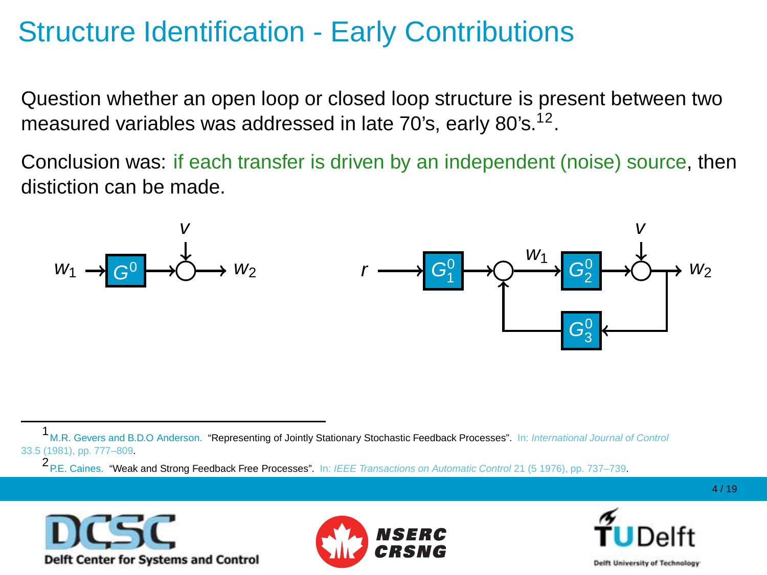# Structure Identification - Early Contributions

Question whether an open loop or closed loop structure is present between two measured variables was addressed in late 70's, early 80's.[1,2].

Conclusion was: if each transfer is driven by an independent (noise) source, then distiction can be made.

[1] M.R. Gevers and B.D.O Anderson. "Representing of Jointly Stationary Stochastic Feedback Processes". In: *International Journal of Control* 33.5 (1981), pp. 777–809.

[2] P.E. Caines. "Weak and Strong Feedback Free Processes". In: *IEEE Transactions on Automatic Control* 21 (5 1976), pp. 737–739.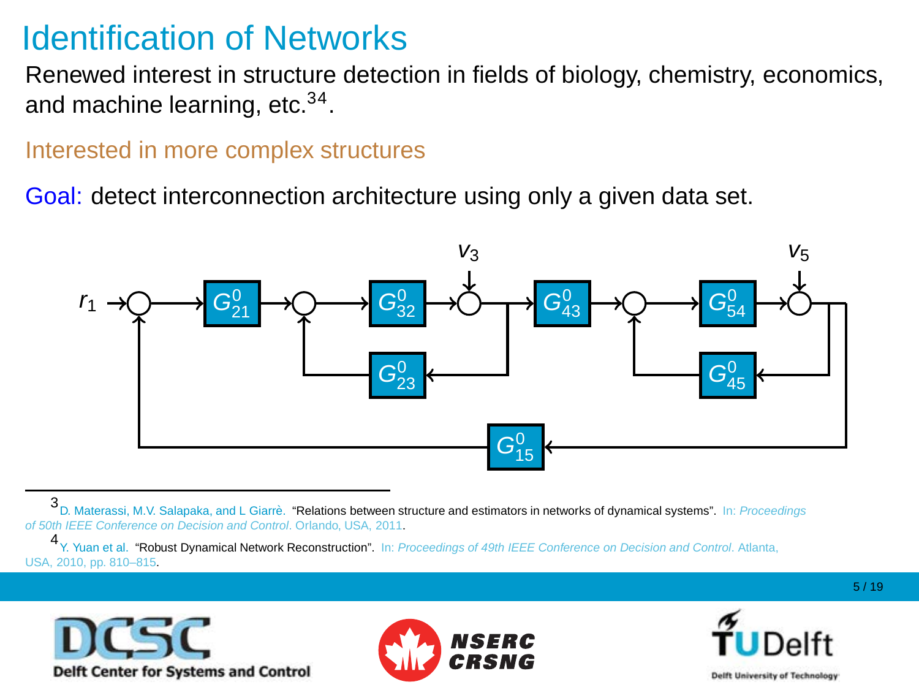# Identification of Networks

Renewed interest in structure detection in fields of biology, chemistry, economics, and machine learning, etc.[3,4].

Interested in more complex structures

Goal: detect interconnection architecture using only a given data set.

[3] D. Materassi, M.V. Salapaka, and L Giarrè. "Relations between structure and estimators in networks of dynamical systems". In: *Proceedings of 50th IEEE Conference on Decision and Control*. Orlando, USA, 2011.

[4] Y. Yuan et al. "Robust Dynamical Network Reconstruction". In: *Proceedings of 49th IEEE Conference on Decision and Control*. Atlanta, USA, 2010, pp. 810–815.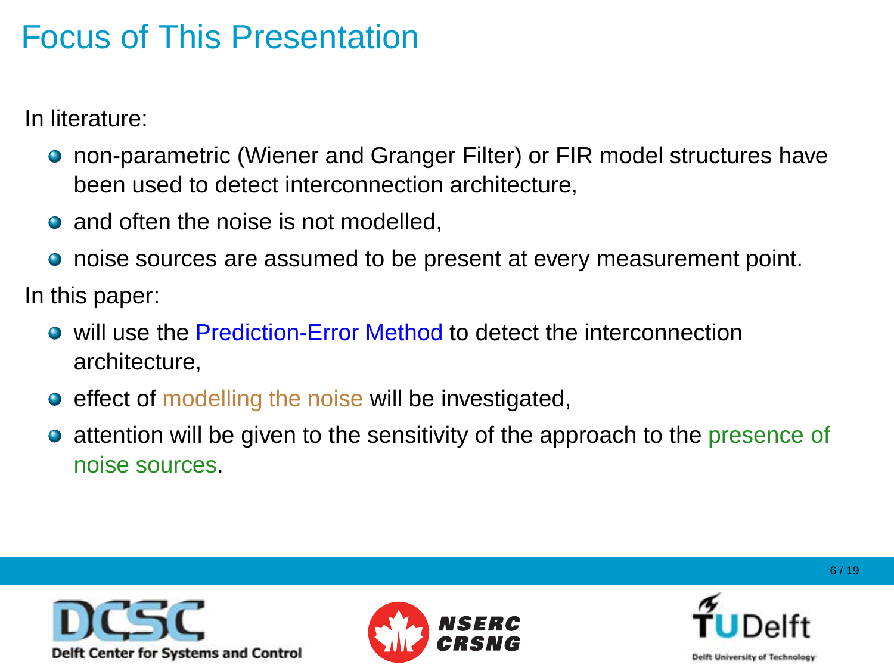# Focus of This Presentation

In literature:

- non-parametric (Wiener and Granger Filter) or FIR model structures have been used to detect interconnection architecture,
- and often the noise is not modelled,
- noise sources are assumed to be present at every measurement point.

In this paper:

- will use the Prediction-Error Method to detect the interconnection architecture,
- effect of modelling the noise will be investigated,
- attention will be given to the sensitivity of the approach to the presence of noise sources.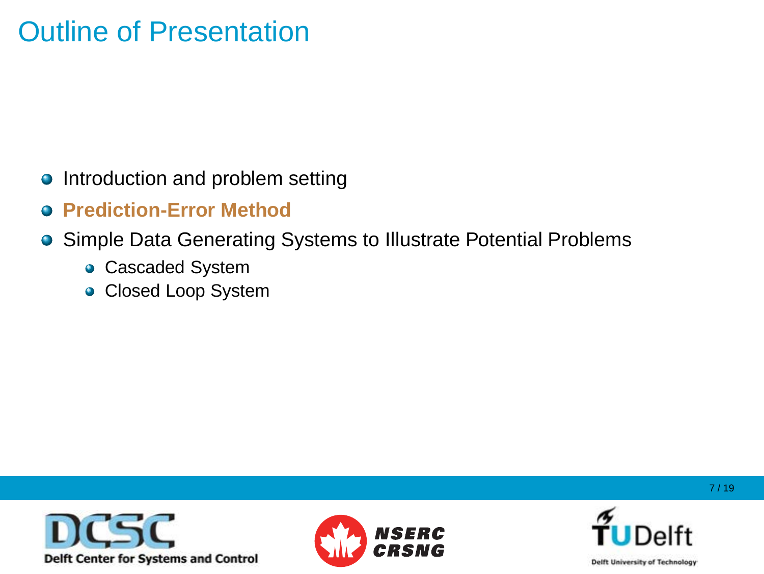# Outline of Presentation

- Introduction and problem setting
- **Prediction-Error Method**
- Simple Data Generating Systems to Illustrate Potential Problems
  - Cascaded System
  - Closed Loop System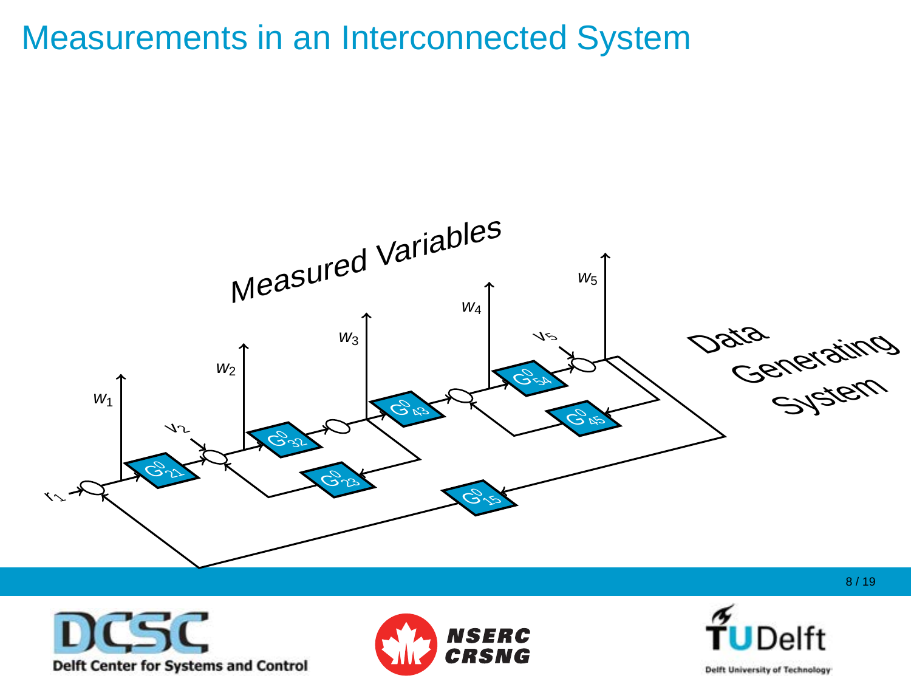# Measurements in an Interconnected System

Measured Variables

$w_1$ $w_2$ $w_3$ $w_4$ $w_5$

$r_1$ $v_2$ $v_5$

$G^0_{21}$ $G^0_{32}$ $G^0_{23}$ $G^0_{43}$ $G^0_{54}$ $G^0_{45}$ $G^0_{15}$

Data Generating System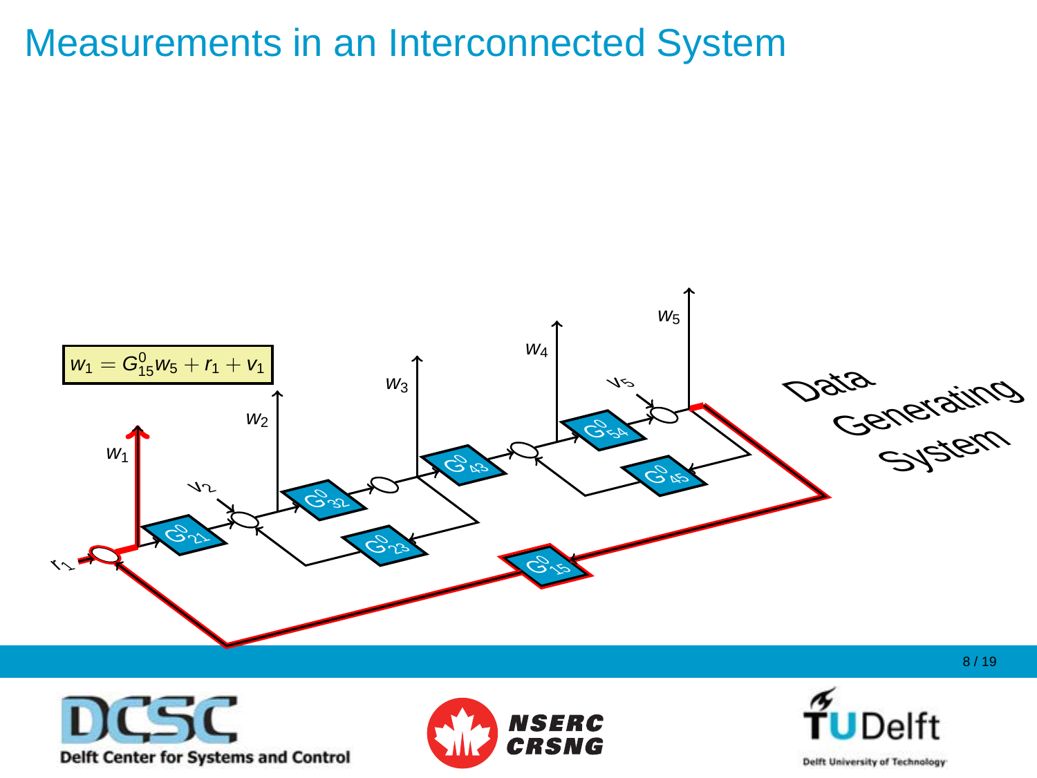# Measurements in an Interconnected System

$$w_1 = G^0_{15} w_5 + r_1 + v_1$$

$w_1$ $w_2$ $w_3$ $w_4$ $w_5$

$v_2$ $v_5$ $r_1$

$G^0_{21}$ $G^0_{32}$ $G^0_{23}$ $G^0_{43}$ $G^0_{54}$ $G^0_{45}$ $G^0_{15}$

Data Generating System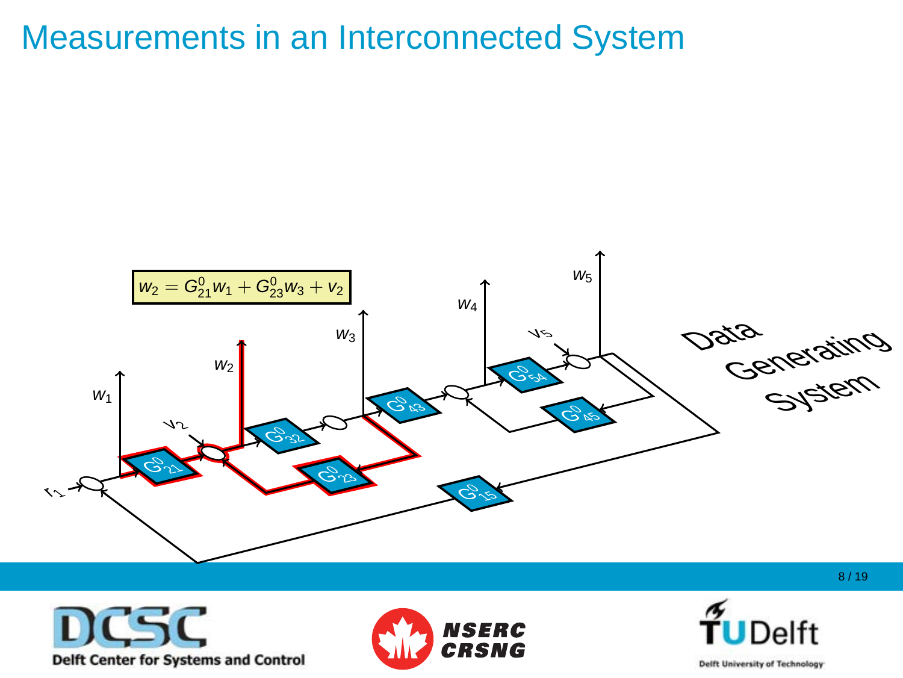# Measurements in an Interconnected System

$$w_2 = G^0_{21} w_1 + G^0_{23} w_3 + v_2$$

Data Generating System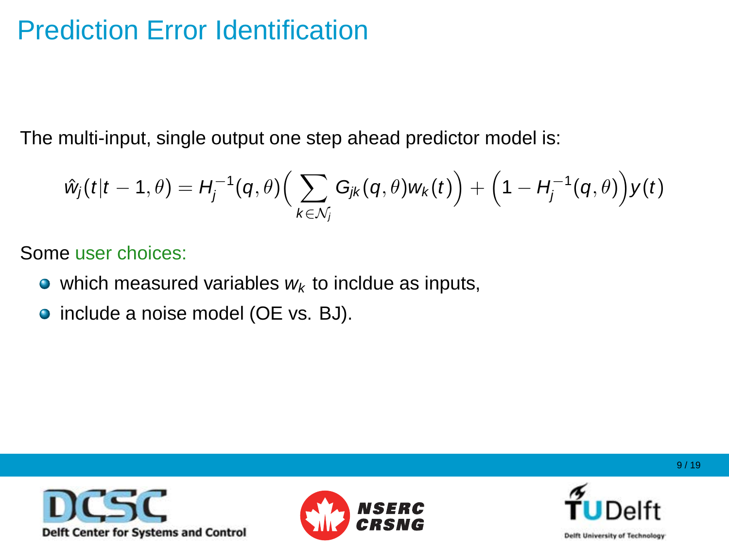# Prediction Error Identification

The multi-input, single output one step ahead predictor model is:

$$\hat{w}_j(t|t-1,\theta) = H_j^{-1}(q,\theta)\Big(\sum_{k\in\mathcal{N}_j} G_{jk}(q,\theta)w_k(t)\Big) + \Big(1 - H_j^{-1}(q,\theta)\Big)y(t)$$

Some user choices:

- which measured variables $w_k$ to incldue as inputs,
- include a noise model (OE vs. BJ).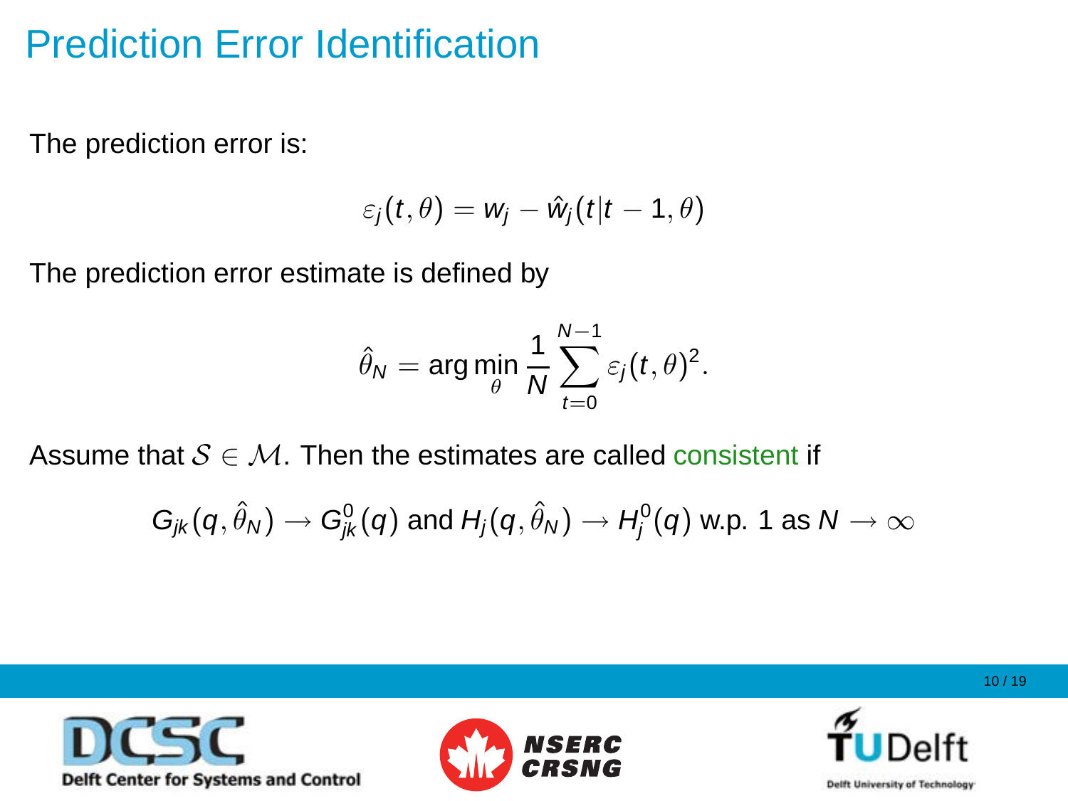# Prediction Error Identification

The prediction error is:

$$\varepsilon_j(t,\theta) = w_j - \hat{w}_j(t|t-1,\theta)$$

The prediction error estimate is defined by

$$\hat{\theta}_N = \arg\min_{\theta} \frac{1}{N} \sum_{t=0}^{N-1} \varepsilon_j(t,\theta)^2.$$

Assume that $\mathcal{S} \in \mathcal{M}$. Then the estimates are called consistent if

$$G_{jk}(q,\hat{\theta}_N) \to G_{jk}^0(q) \text{ and } H_j(q,\hat{\theta}_N) \to H_j^0(q) \text{ w.p. 1 as } N \to \infty$$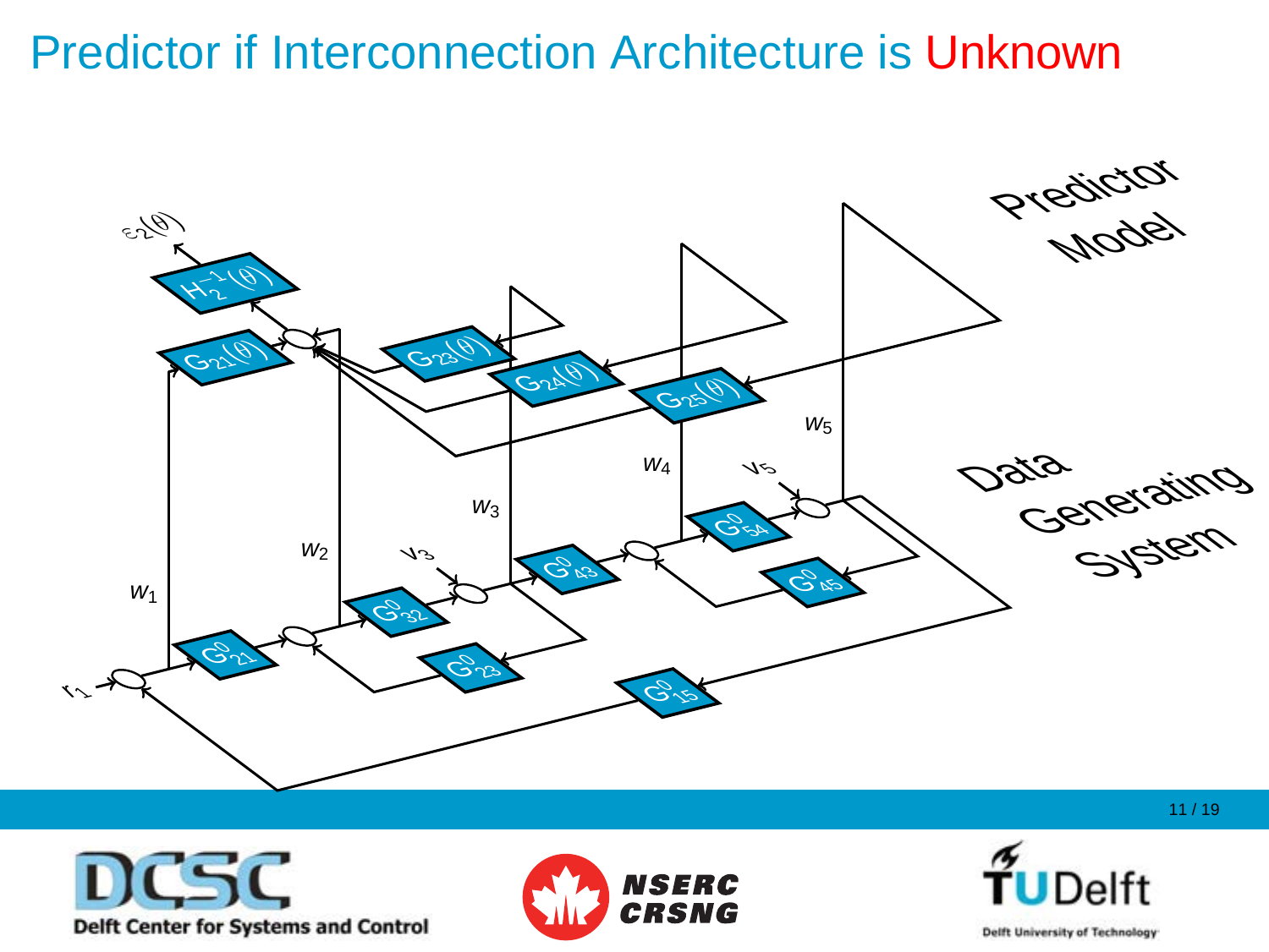# Predictor if Interconnection Architecture is Unknown

Predictor Model

$\varepsilon_2(\theta)$

$H_2^{-1}(\theta)$

$G_{21}(\theta)$

$G_{23}(\theta)$

$G_{24}(\theta)$

$G_{25}(\theta)$

Data Generating System

$w_1$ $w_2$ $w_3$ $w_4$ $w_5$

$r_1$ $v_3$ $v_5$

$G^0_{21}$ $G^0_{32}$ $G^0_{23}$ $G^0_{43}$ $G^0_{54}$ $G^0_{45}$ $G^0_{15}$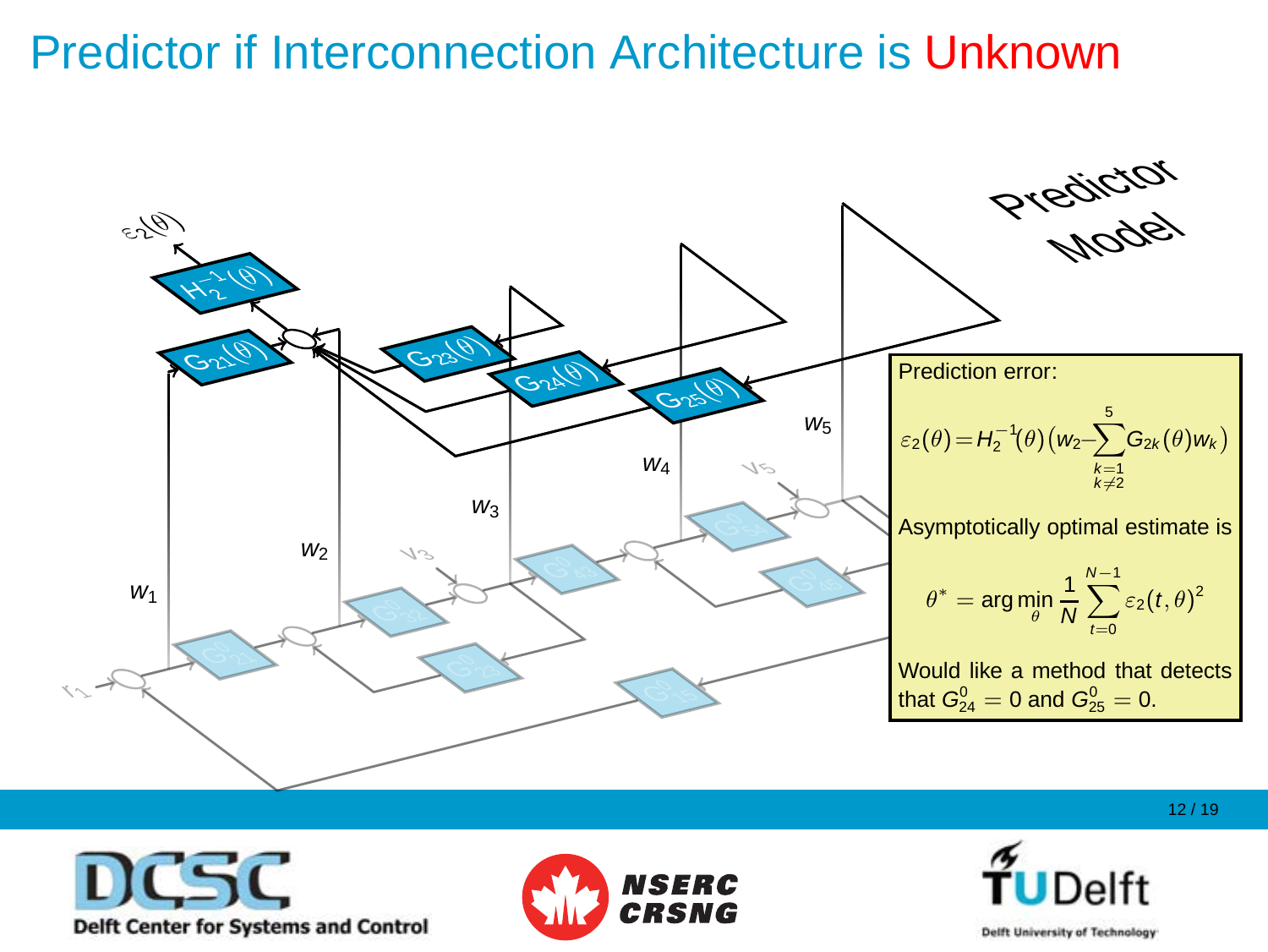# Predictor if Interconnection Architecture is Unknown

Predictor Model

Prediction error:

$$\varepsilon_2(\theta) = H_2^{-1}(\theta)\big(w_2 - \sum_{\substack{k=1 \\ k\neq 2}}^{5} G_{2k}(\theta) w_k\big)$$

Asymptotically optimal estimate is

$$\theta^* = \arg\min_{\theta} \frac{1}{N} \sum_{t=0}^{N-1} \varepsilon_2(t,\theta)^2$$

Would like a method that detects that $G_{24}^0 = 0$ and $G_{25}^0 = 0$.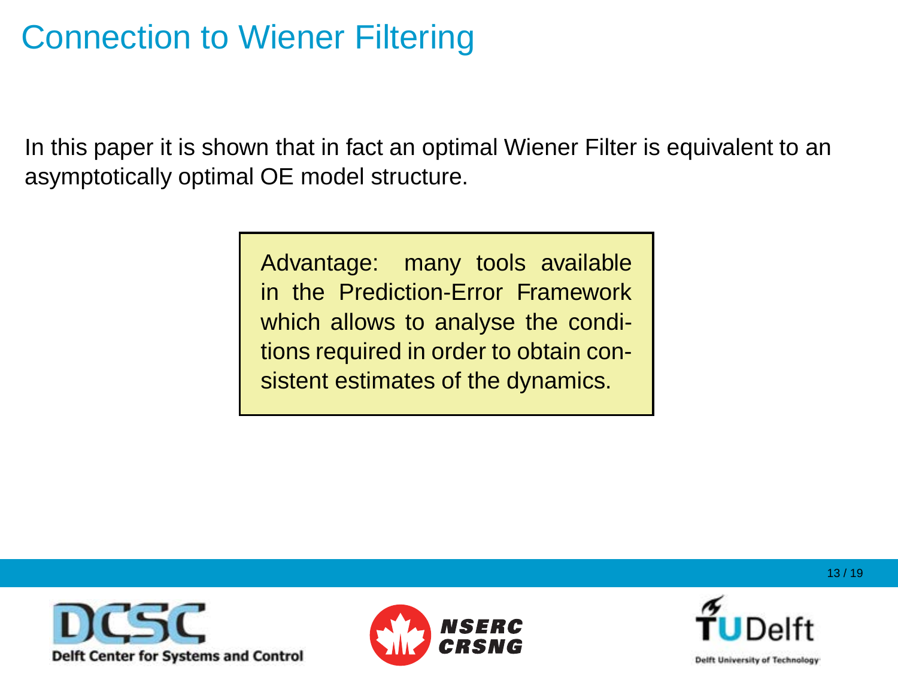# Connection to Wiener Filtering

In this paper it is shown that in fact an optimal Wiener Filter is equivalent to an asymptotically optimal OE model structure.

> Advantage: many tools available in the Prediction-Error Framework which allows to analyse the conditions required in order to obtain consistent estimates of the dynamics.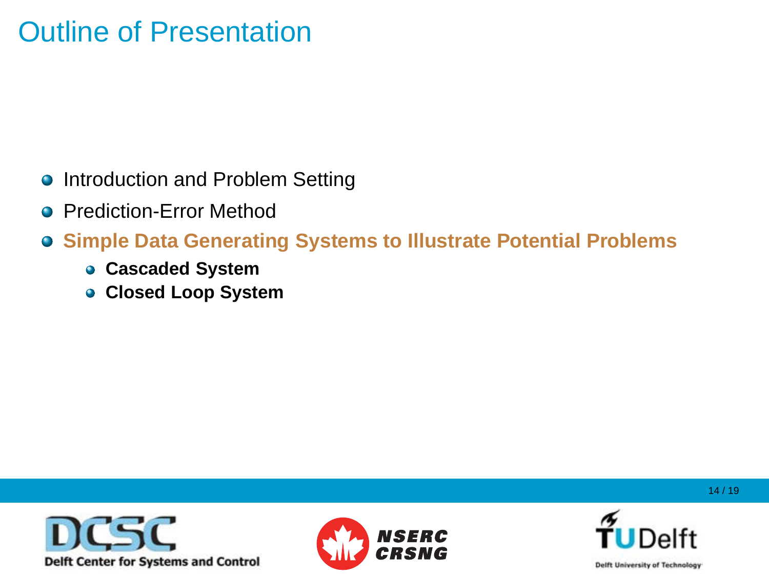# Outline of Presentation

- Introduction and Problem Setting
- Prediction-Error Method
- **Simple Data Generating Systems to Illustrate Potential Problems**
  - **Cascaded System**
  - **Closed Loop System**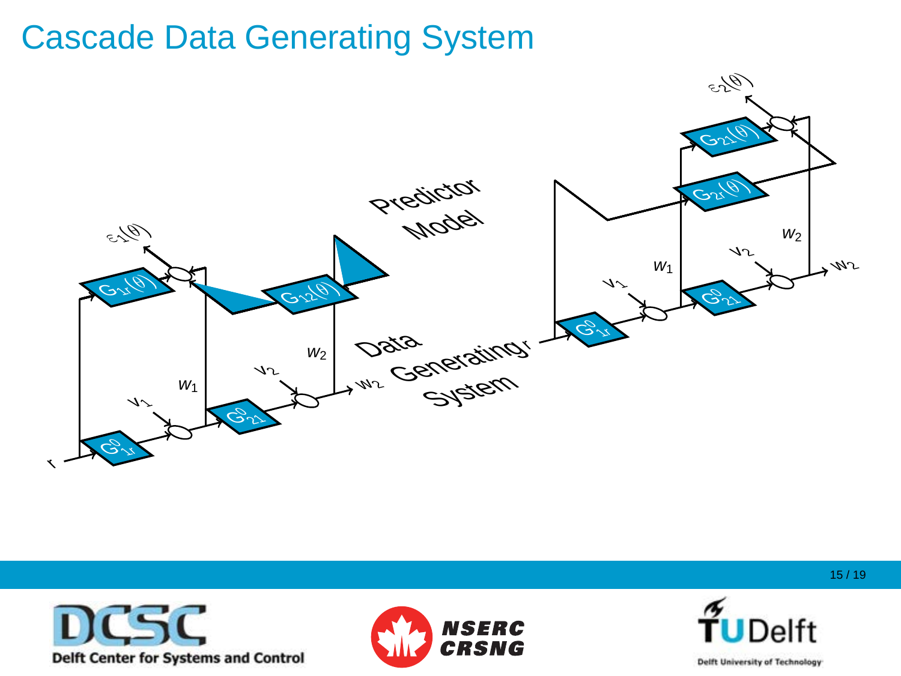# Cascade Data Generating System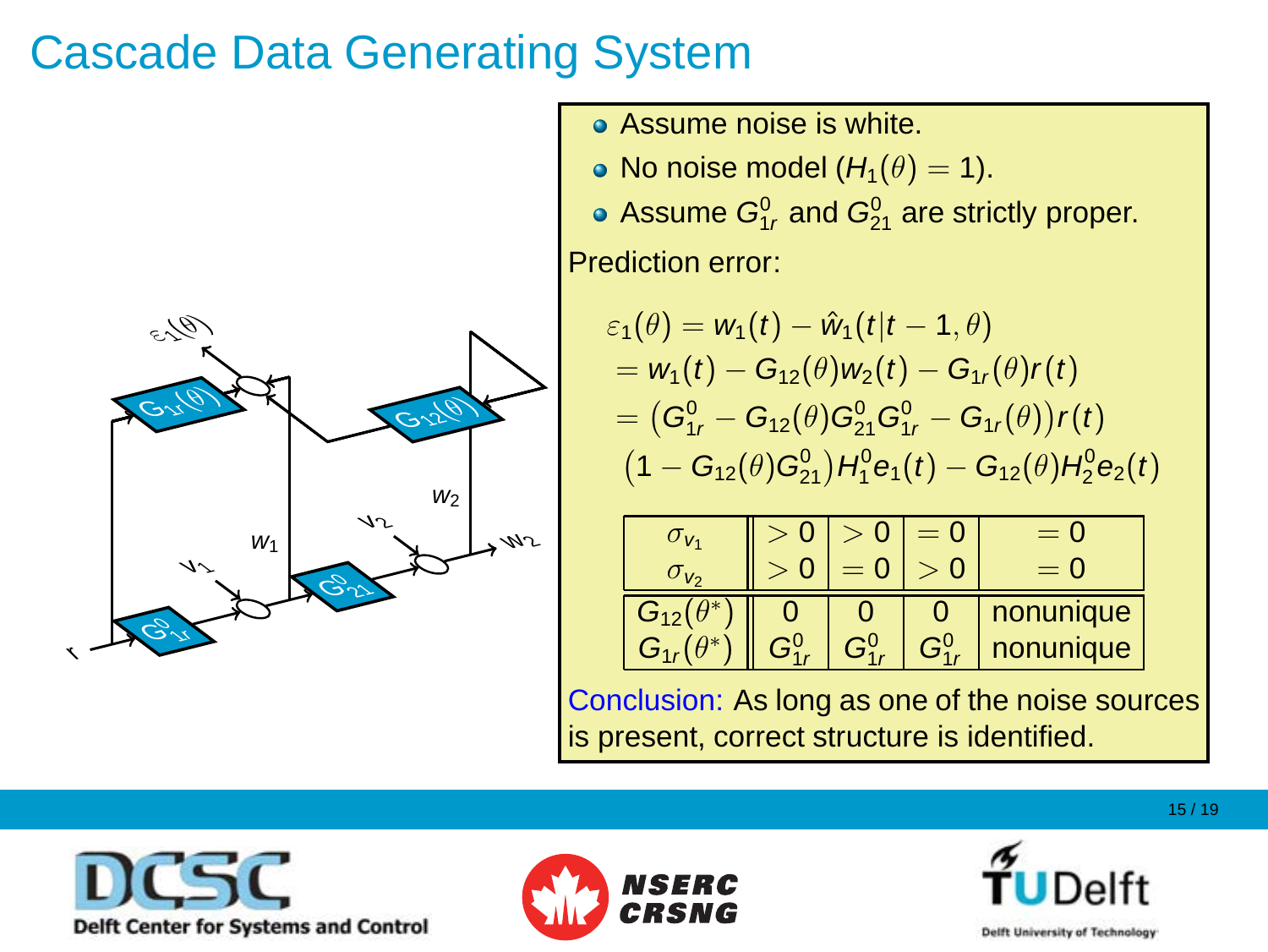# Cascade Data Generating System

- Assume noise is white.
- No noise model ($H_1(\theta) = 1$).
- Assume $G^0_{1r}$ and $G^0_{21}$ are strictly proper.

Prediction error:

$$
\begin{aligned}
\varepsilon_1(\theta) &= w_1(t) - \hat{w}_1(t|t-1,\theta) \\
&= w_1(t) - G_{12}(\theta)w_2(t) - G_{1r}(\theta)r(t) \\
&= \left(G^0_{1r} - G_{12}(\theta)G^0_{21}G^0_{1r} - G_{1r}(\theta)\right)r(t) \\
&\quad \left(1 - G_{12}(\theta)G^0_{21}\right)H^0_1 e_1(t) - G_{12}(\theta)H^0_2 e_2(t)
\end{aligned}
$$

| $\sigma_{v_1}$ / $\sigma_{v_2}$ | $>0$ / $>0$ | $>0$ / $=0$ | $=0$ / $>0$ | $=0$ / $=0$ |
|---|---|---|---|---|
| $G_{12}(\theta^*)$ | 0 | 0 | 0 | nonunique |
| $G_{1r}(\theta^*)$ | $G^0_{1r}$ | $G^0_{1r}$ | $G^0_{1r}$ | nonunique |

Conclusion: As long as one of the noise sources is present, correct structure is identified.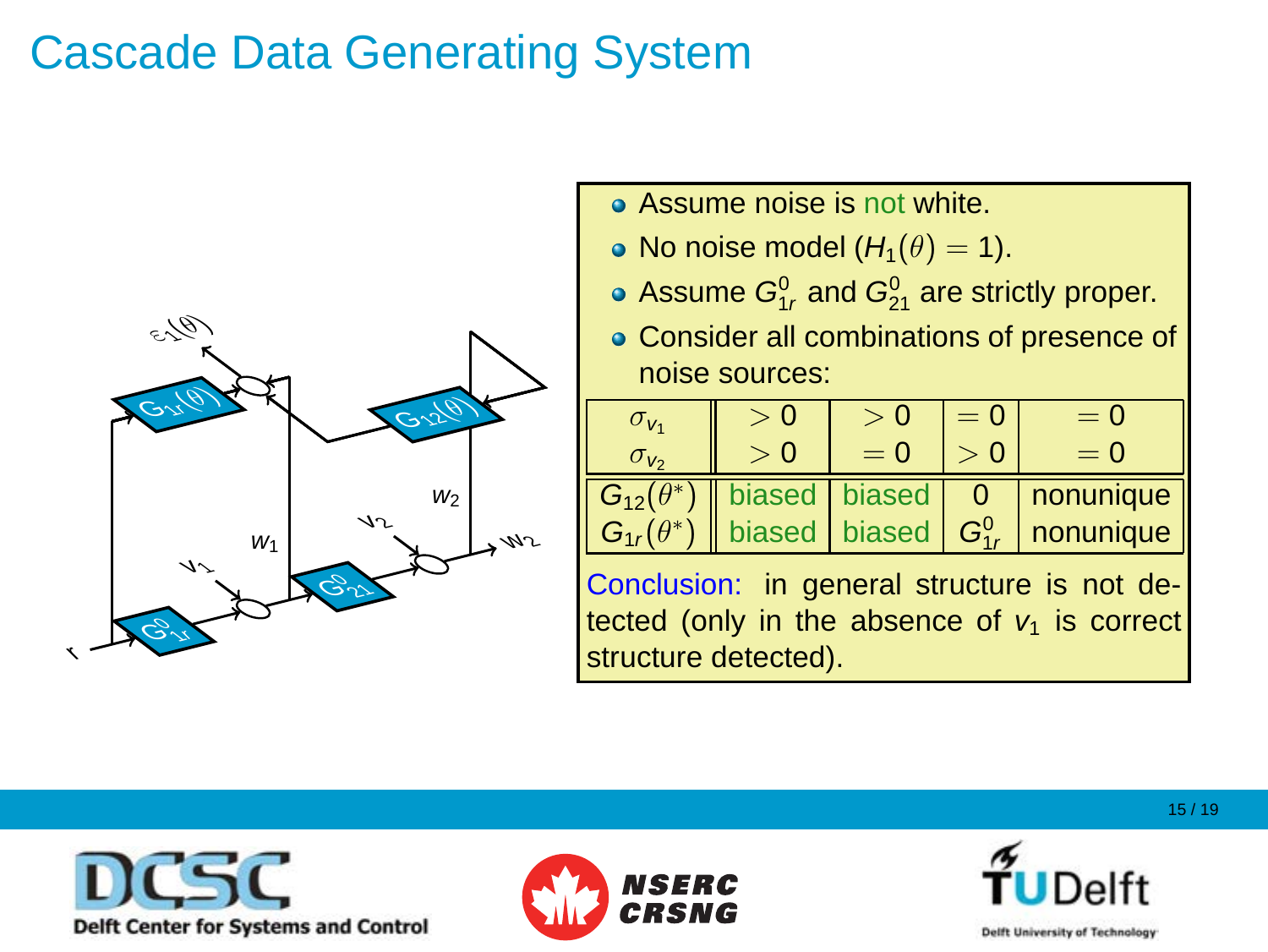# Cascade Data Generating System

- Assume noise is not white.
- No noise model ($H_1(\theta) = 1$).
- Assume $G_{1r}^0$ and $G_{21}^0$ are strictly proper.
- Consider all combinations of presence of noise sources:

| $\sigma_{v_1}$ / $\sigma_{v_2}$ | $> 0$ / $> 0$ | $> 0$ / $= 0$ | $= 0$ / $> 0$ | $= 0$ / $= 0$ |
|---|---|---|---|---|
| $G_{12}(\theta^*)$ | biased | biased | 0 | nonunique |
| $G_{1r}(\theta^*)$ | biased | biased | $G_{1r}^0$ | nonunique |

Conclusion: in general structure is not detected (only in the absence of $v_1$ is correct structure detected).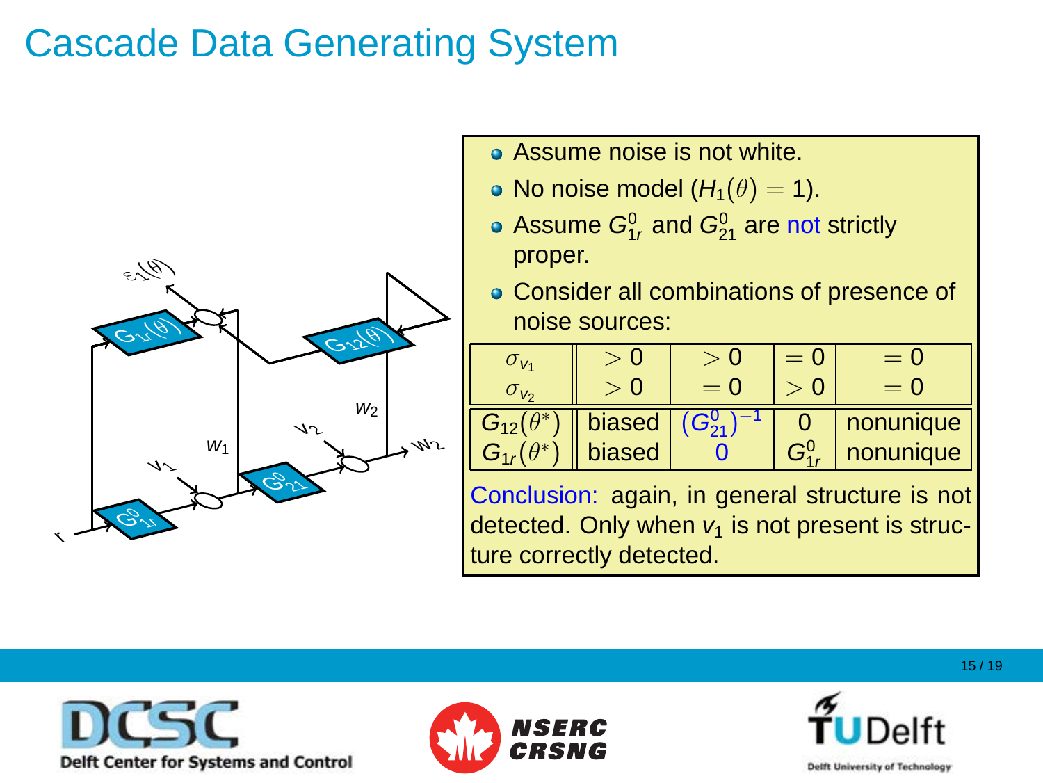# Cascade Data Generating System

- Assume noise is not white.
- No noise model ($H_1(\theta) = 1$).
- Assume $G^0_{1r}$ and $G^0_{21}$ are not strictly proper.
- Consider all combinations of presence of noise sources:

| $\sigma_{v_1}$ / $\sigma_{v_2}$ | $> 0$ / $> 0$ | $> 0$ / $= 0$ | $= 0$ / $> 0$ | $= 0$ / $= 0$ |
|---|---|---|---|---|
| $G_{12}(\theta^*)$ | biased | $(G^0_{21})^{-1}$ | 0 | nonunique |
| $G_{1r}(\theta^*)$ | biased | 0 | $G^0_{1r}$ | nonunique |

Conclusion: again, in general structure is not detected. Only when $v_1$ is not present is structure correctly detected.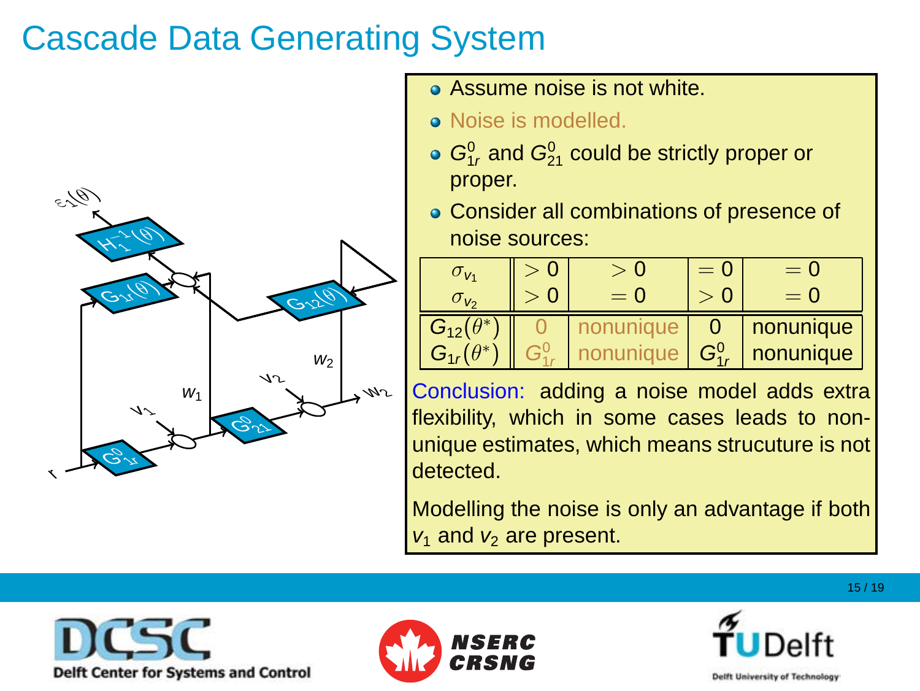# Cascade Data Generating System

- Assume noise is not white.
- Noise is modelled.
- $G_{1r}^0$ and $G_{21}^0$ could be strictly proper or proper.
- Consider all combinations of presence of noise sources:

| $\sigma_{v_1}$ $\sigma_{v_2}$ | $>0$ $>0$ | $>0$ $=0$ | $=0$ $>0$ | $=0$ $=0$ |
|---|---|---|---|---|
| $G_{12}(\theta^*)$ | 0 | nonunique | 0 | nonunique |
| $G_{1r}(\theta^*)$ | $G_{1r}^0$ | nonunique | $G_{1r}^0$ | nonunique |

Conclusion: adding a noise model adds extra flexibility, which in some cases leads to non-unique estimates, which means strucuture is not detected.

Modelling the noise is only an advantage if both $v_1$ and $v_2$ are present.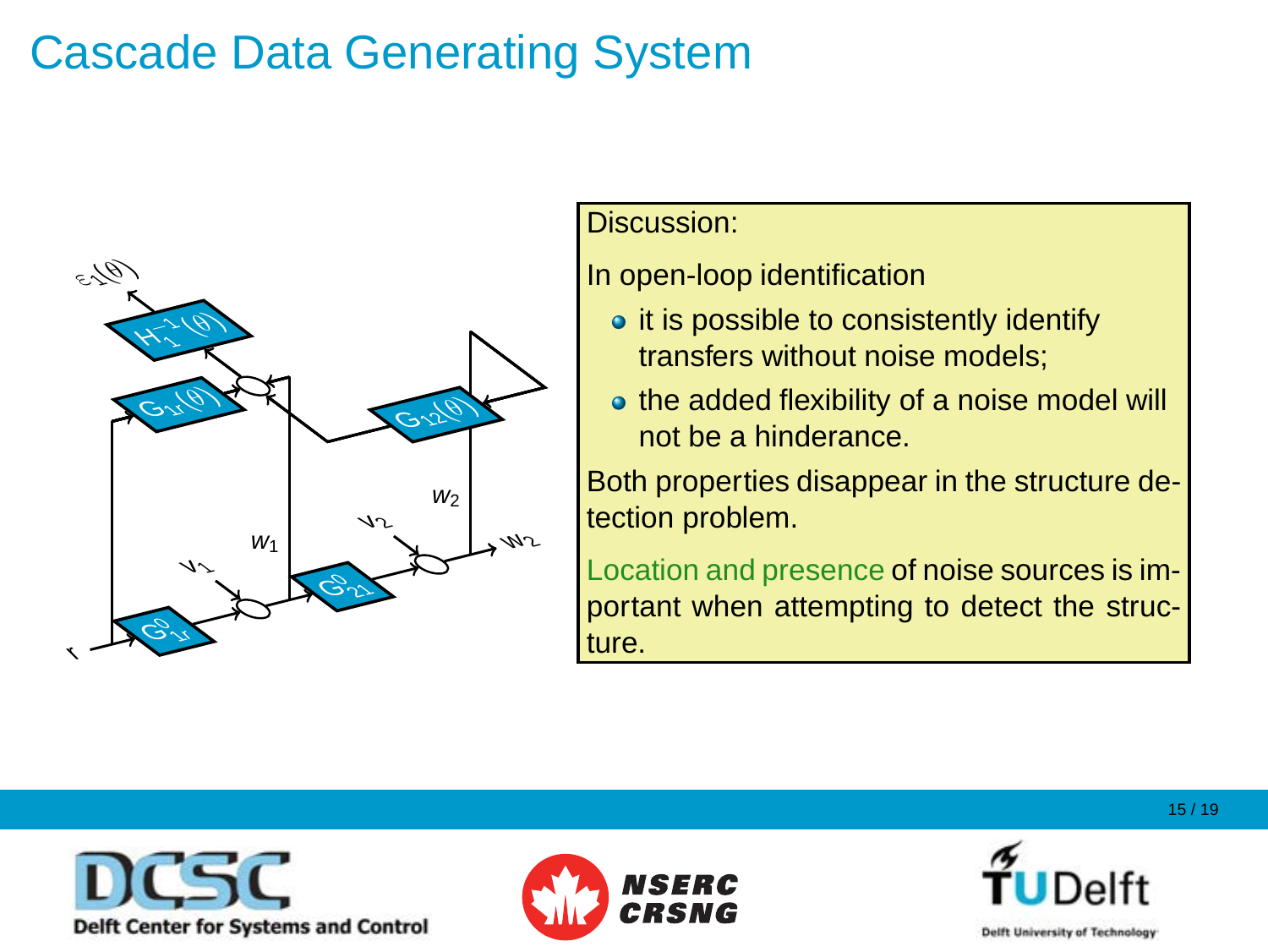# Cascade Data Generating System

Discussion:

In open-loop identification

- it is possible to consistently identify transfers without noise models;
- the added flexibility of a noise model will not be a hinderance.

Both properties disappear in the structure detection problem.

Location and presence of noise sources is important when attempting to detect the structure.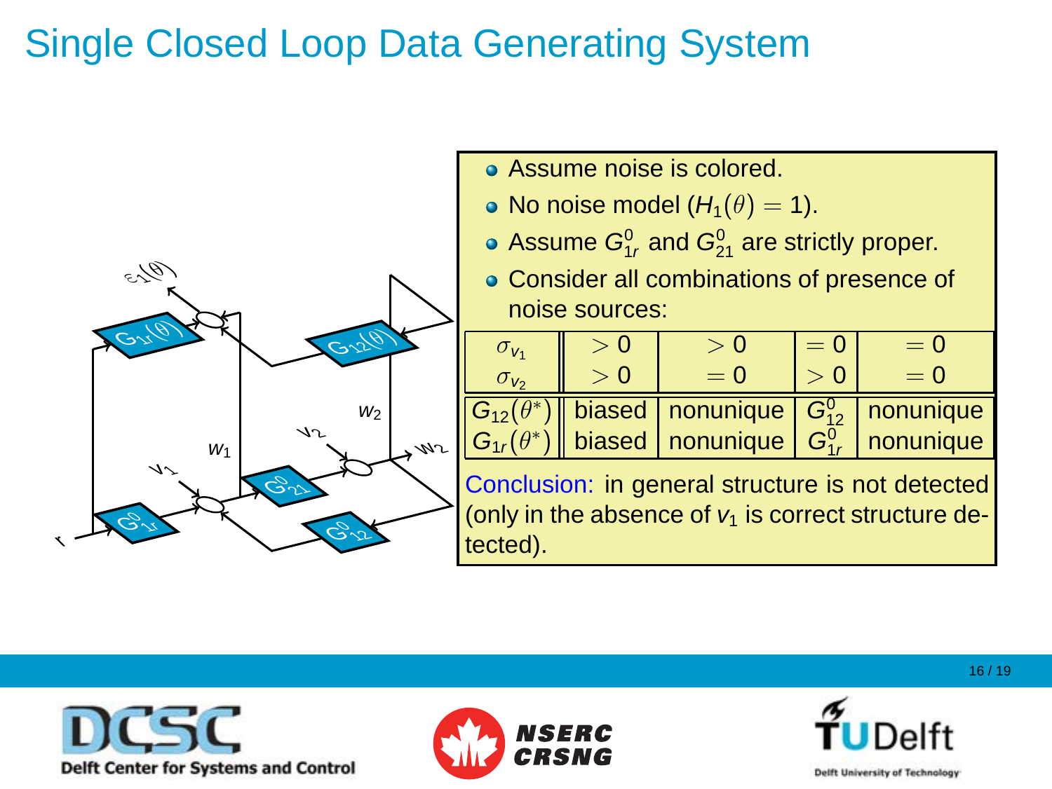# Single Closed Loop Data Generating System

- Assume noise is colored.
- No noise model ($H_1(\theta) = 1$).
- Assume $G^0_{1r}$ and $G^0_{21}$ are strictly proper.
- Consider all combinations of presence of noise sources:

| $\sigma_{v_1}$ / $\sigma_{v_2}$ | $> 0$ / $> 0$ | $> 0$ / $= 0$ | $= 0$ / $> 0$ | $= 0$ / $= 0$ |
|---|---|---|---|---|
| $G_{12}(\theta^*)$ | biased | nonunique | $G^0_{12}$ | nonunique |
| $G_{1r}(\theta^*)$ | biased | nonunique | $G^0_{1r}$ | nonunique |

Conclusion: in general structure is not detected (only in the absence of $v_1$ is correct structure detected).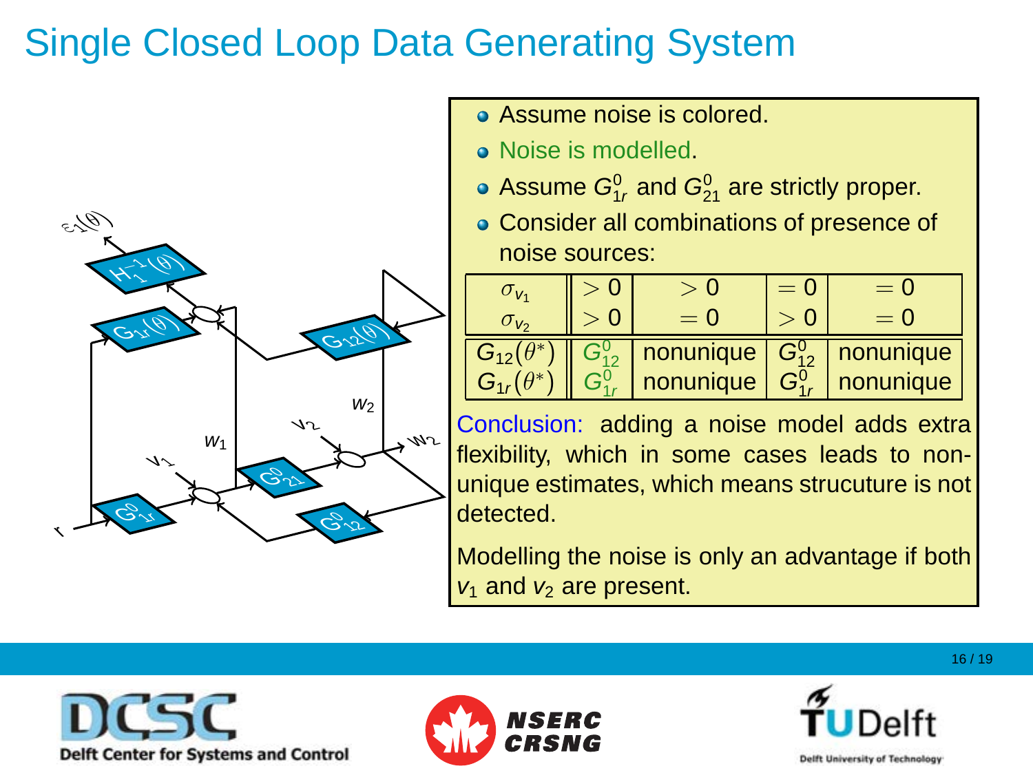# Single Closed Loop Data Generating System

- Assume noise is colored.
- Noise is modelled.
- Assume $G^0_{1r}$ and $G^0_{21}$ are strictly proper.
- Consider all combinations of presence of noise sources:

| $\sigma_{v_1}$ / $\sigma_{v_2}$ | $> 0$ / $> 0$ | $> 0$ / $= 0$ | $= 0$ / $> 0$ | $= 0$ / $= 0$ |
|---|---|---|---|---|
| $G_{12}(\theta^*)$ | $G^0_{12}$ | nonunique | $G^0_{12}$ | nonunique |
| $G_{1r}(\theta^*)$ | $G^0_{1r}$ | nonunique | $G^0_{1r}$ | nonunique |

Conclusion: adding a noise model adds extra flexibility, which in some cases leads to non-unique estimates, which means strucuture is not detected.

Modelling the noise is only an advantage if both $v_1$ and $v_2$ are present.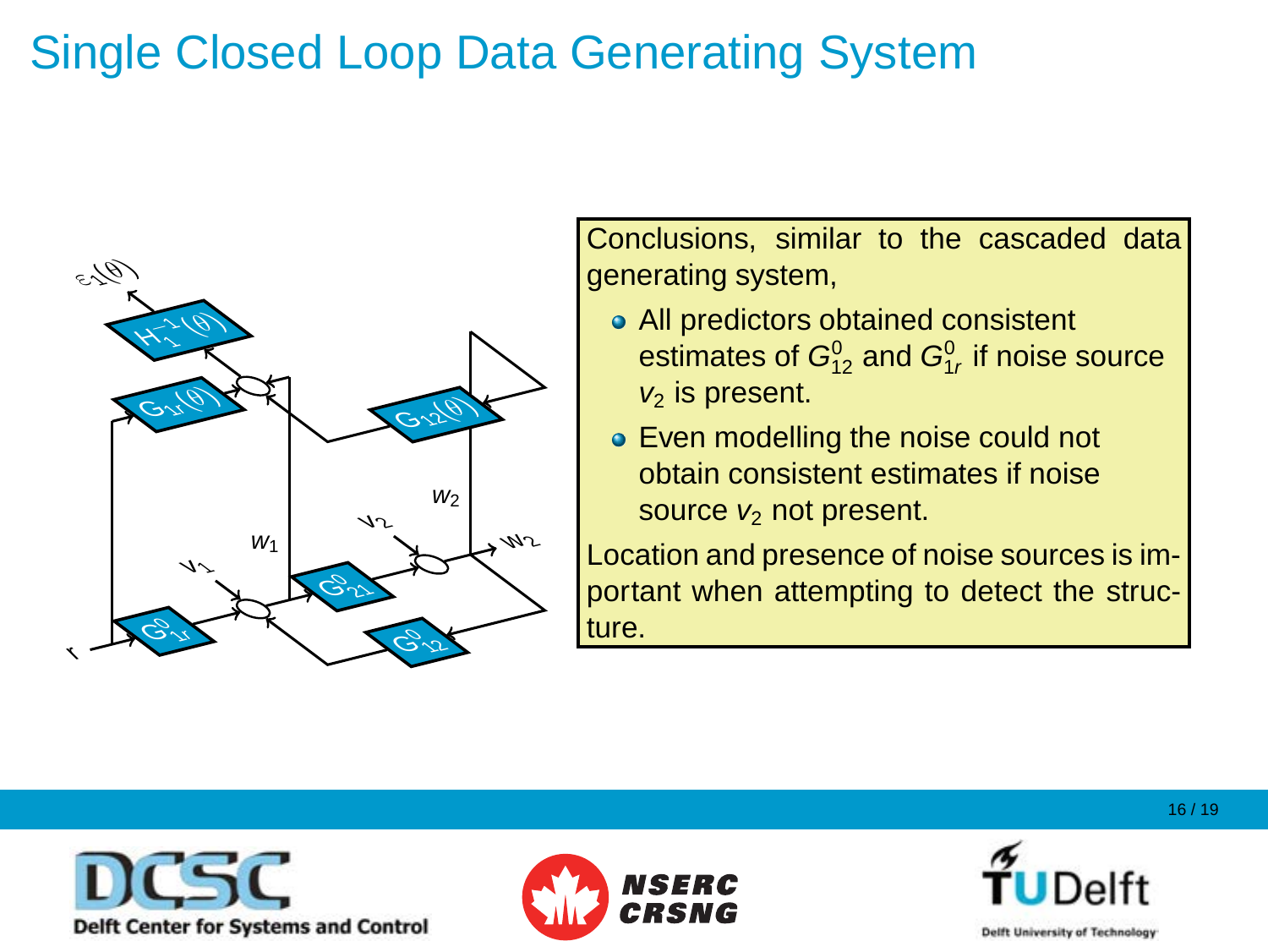# Single Closed Loop Data Generating System

Conclusions, similar to the cascaded data generating system,

- All predictors obtained consistent estimates of $G^0_{12}$ and $G^0_{1r}$ if noise source $v_2$ is present.
- Even modelling the noise could not obtain consistent estimates if noise source $v_2$ not present.

Location and presence of noise sources is important when attempting to detect the structure.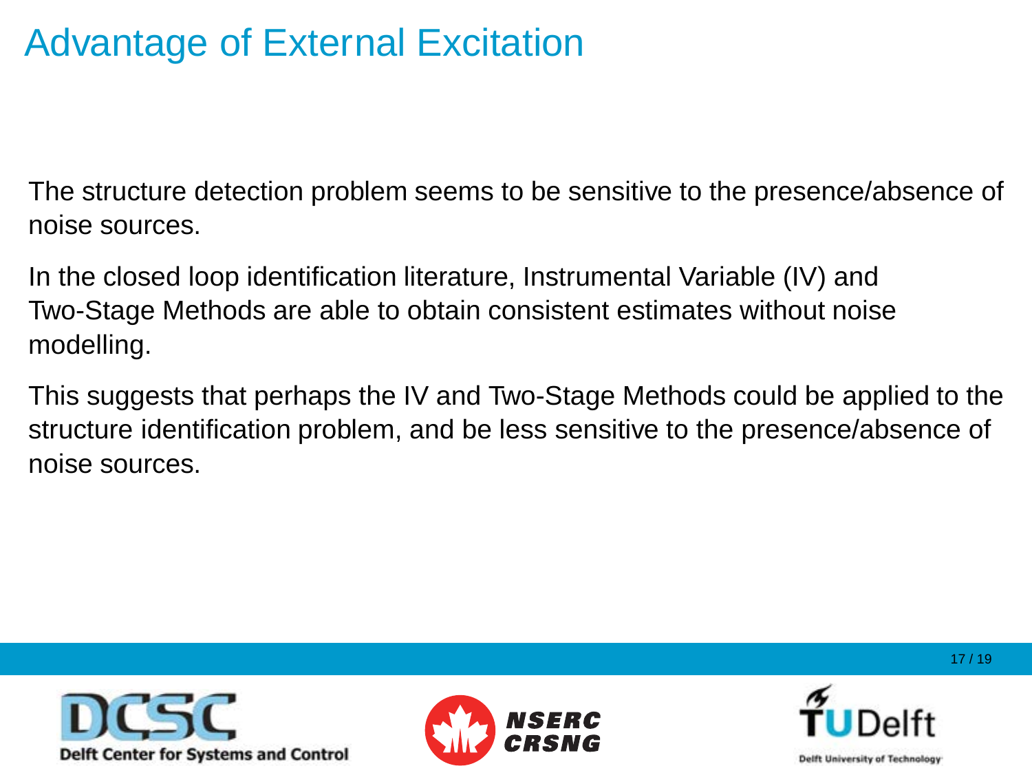# Advantage of External Excitation

The structure detection problem seems to be sensitive to the presence/absence of noise sources.

In the closed loop identification literature, Instrumental Variable (IV) and Two-Stage Methods are able to obtain consistent estimates without noise modelling.

This suggests that perhaps the IV and Two-Stage Methods could be applied to the structure identification problem, and be less sensitive to the presence/absence of noise sources.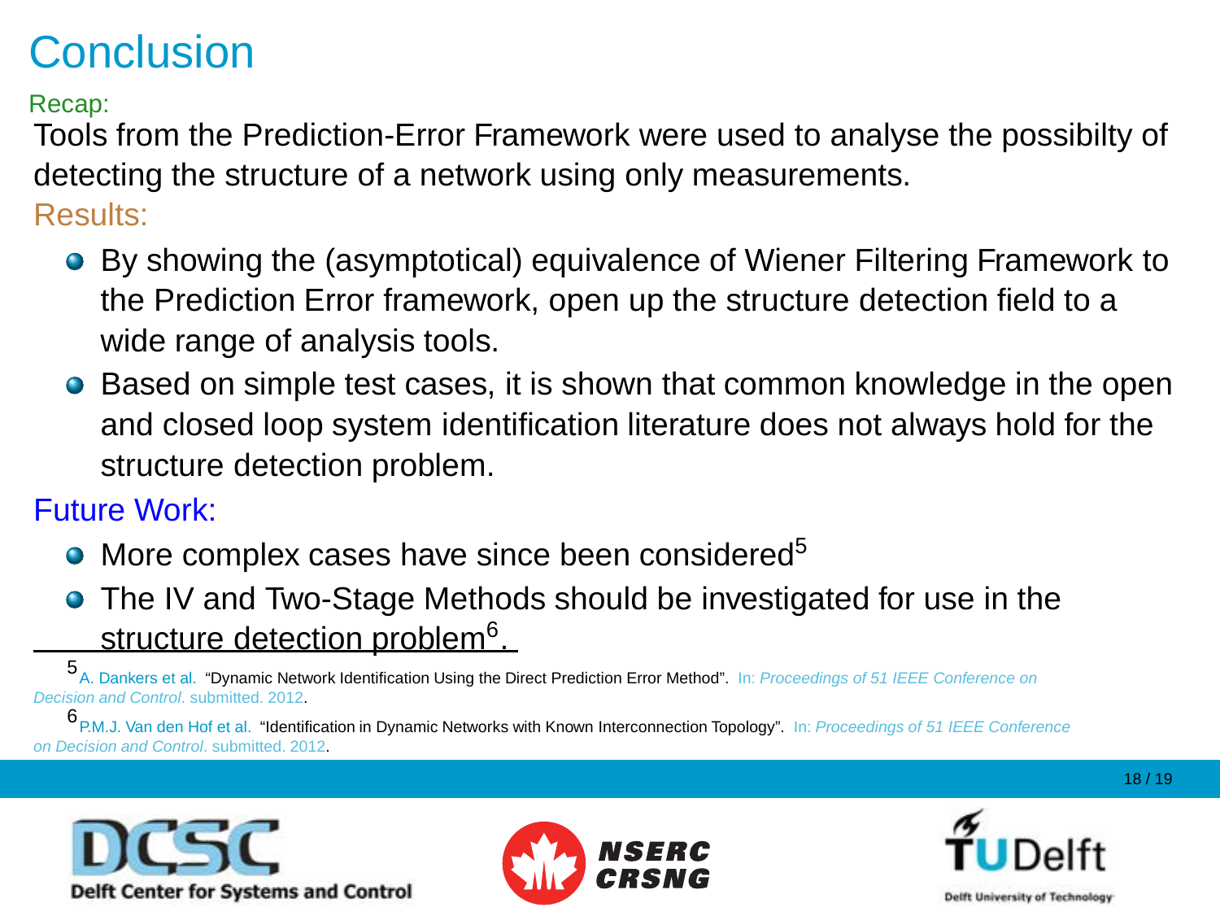# Conclusion

Recap:

Tools from the Prediction-Error Framework were used to analyse the possibilty of detecting the structure of a network using only measurements.

Results:

- By showing the (asymptotical) equivalence of Wiener Filtering Framework to the Prediction Error framework, open up the structure detection field to a wide range of analysis tools.
- Based on simple test cases, it is shown that common knowledge in the open and closed loop system identification literature does not always hold for the structure detection problem.

Future Work:

- More complex cases have since been considered[5]
- The IV and Two-Stage Methods should be investigated for use in the structure detection problem[6].

[5] A. Dankers et al. "Dynamic Network Identification Using the Direct Prediction Error Method". In: *Proceedings of 51 IEEE Conference on Decision and Control*. submitted. 2012.

[6] P.M.J. Van den Hof et al. "Identification in Dynamic Networks with Known Interconnection Topology". In: *Proceedings of 51 IEEE Conference on Decision and Control*. submitted. 2012.

Delft Center for Systems and Control

NSERC CRSNG

TU Delft Delft University of Technology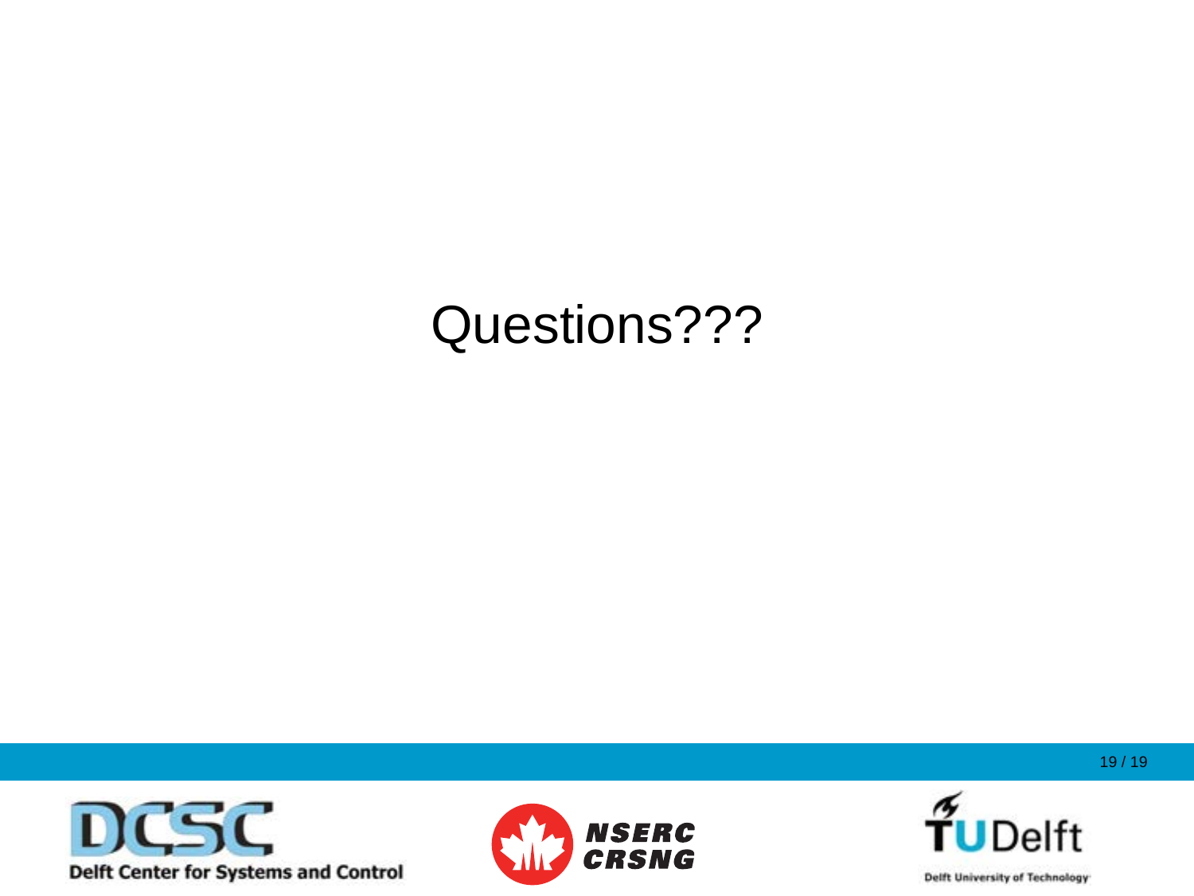Questions???